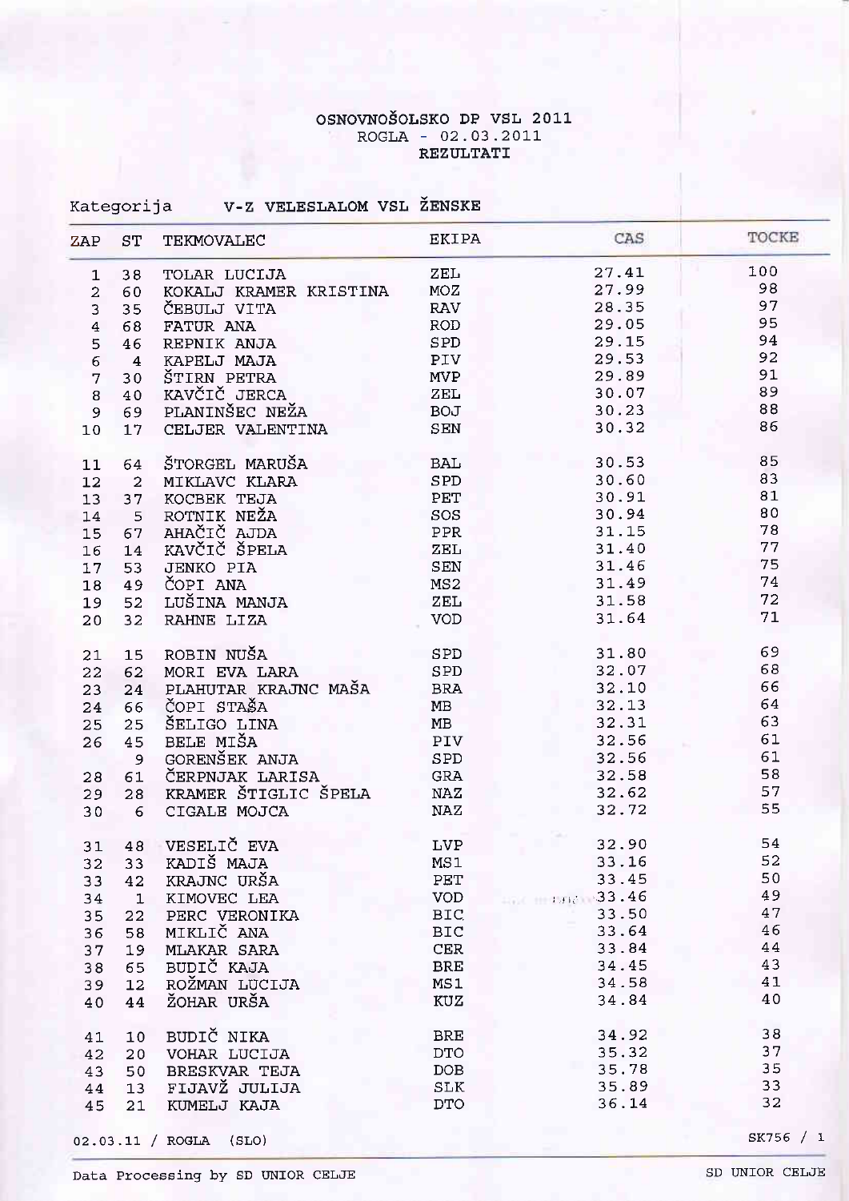# OSNOVNOŠOLSKO DP VSL 2011

ROGLA - 02.03.2011

**REZULTATI**

Kategorija V-Z VELESLALOM VSL ŽENSKE

| ZAP | ST | TEKMOVALEC | EKIPA | CAS | TOCKE |
|---|---|---|---|---|---|
| 1 | 38 | TOLAR LUCIJA | ZEL | 27.41 | 100 |
| 2 | 60 | KOKALJ KRAMER KRISTINA | MOZ | 27.99 | 98 |
| 3 | 35 | ČEBULJ VITA | RAV | 28.35 | 97 |
| 4 | 68 | FATUR ANA | ROD | 29.05 | 95 |
| 5 | 46 | REPNIK ANJA | SPD | 29.15 | 94 |
| 6 | 4 | KAPELJ MAJA | PIV | 29.53 | 92 |
| 7 | 30 | ŠTIRN PETRA | MVP | 29.89 | 91 |
| 8 | 40 | KAVČIČ JERCA | ZEL | 30.07 | 89 |
| 9 | 69 | PLANINŠEC NEŽA | BOJ | 30.23 | 88 |
| 10 | 17 | CELJER VALENTINA | SEN | 30.32 | 86 |
| 11 | 64 | ŠTORGEL MARUŠA | BAL | 30.53 | 85 |
| 12 | 2 | MIKLAVC KLARA | SPD | 30.60 | 83 |
| 13 | 37 | KOCBEK TEJA | PET | 30.91 | 81 |
| 14 | 5 | ROTNIK NEŽA | SOS | 30.94 | 80 |
| 15 | 67 | AHAČIČ AJDA | PPR | 31.15 | 78 |
| 16 | 14 | KAVČIČ ŠPELA | ZEL | 31.40 | 77 |
| 17 | 53 | JENKO PIA | SEN | 31.46 | 75 |
| 18 | 49 | ČOPI ANA | MS2 | 31.49 | 74 |
| 19 | 52 | LUŠINA MANJA | ZEL | 31.58 | 72 |
| 20 | 32 | RAHNE LIZA | VOD | 31.64 | 71 |
| 21 | 15 | ROBIN NUŠA | SPD | 31.80 | 69 |
| 22 | 62 | MORI EVA LARA | SPD | 32.07 | 68 |
| 23 | 24 | PLAHUTAR KRAJNC MAŠA | BRA | 32.10 | 66 |
| 24 | 66 | ČOPI STAŠA | MB | 32.13 | 64 |
| 25 | 25 | ŠELIGO LINA | MB | 32.31 | 63 |
| 26 | 45 | BELE MIŠA | PIV | 32.56 | 61 |
| | 9 | GORENŠEK ANJA | SPD | 32.56 | 61 |
| 28 | 61 | ČERPNJAK LARISA | GRA | 32.58 | 58 |
| 29 | 28 | KRAMER ŠTIGLIC ŠPELA | NAZ | 32.62 | 57 |
| 30 | 6 | CIGALE MOJCA | NAZ | 32.72 | 55 |
| 31 | 48 | VESELIČ EVA | LVP | 32.90 | 54 |
| 32 | 33 | KADIŠ MAJA | MS1 | 33.16 | 52 |
| 33 | 42 | KRAJNC URŠA | PET | 33.45 | 50 |
| 34 | 1 | KIMOVEC LEA | VOD | 33.46 | 49 |
| 35 | 22 | PERC VERONIKA | BIC | 33.50 | 47 |
| 36 | 58 | MIKLIČ ANA | BIC | 33.64 | 46 |
| 37 | 19 | MLAKAR SARA | CER | 33.84 | 44 |
| 38 | 65 | BUDIČ KAJA | BRE | 34.45 | 43 |
| 39 | 12 | ROŽMAN LUCIJA | MS1 | 34.58 | 41 |
| 40 | 44 | ŽOHAR URŠA | KUZ | 34.84 | 40 |
| 41 | 10 | BUDIČ NIKA | BRE | 34.92 | 38 |
| 42 | 20 | VOHAR LUCIJA | DTO | 35.32 | 37 |
| 43 | 50 | BRESKVAR TEJA | DOB | 35.78 | 35 |
| 44 | 13 | FIJAVŽ JULIJA | SLK | 35.89 | 33 |
| 45 | 21 | KUMELJ KAJA | DTO | 36.14 | 32 |

02.03.11 / ROGLA (SLO)

SK756 / 1

Data Processing by SD UNIOR CELJE

SD UNIOR CELJE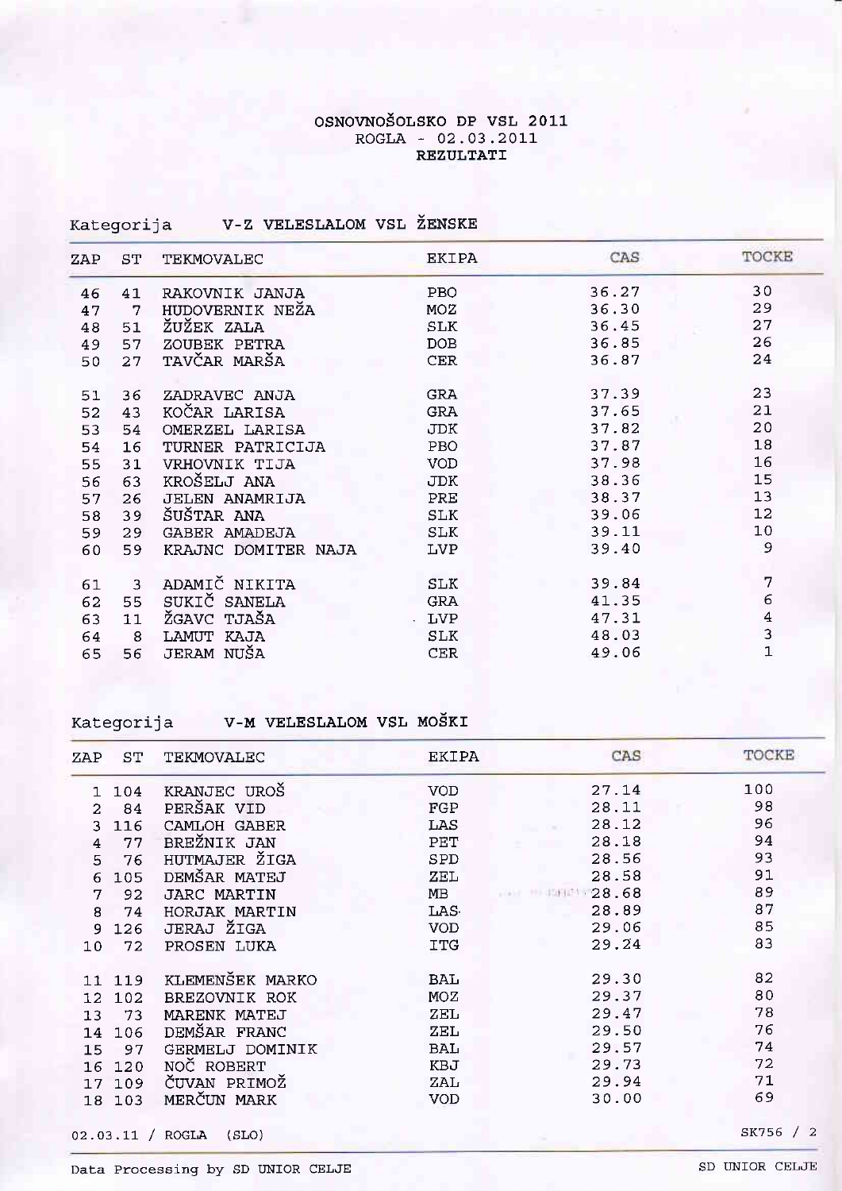# OSNOVNOŠOLSKO DP VSL 2011

ROGLA - 02.03.2011

**REZULTATI**

## Kategorija V-Z VELESLALOM VSL ŽENSKE

| ZAP | ST | TEKMOVALEC | EKIPA | CAS | TOCKE |
|---|---|---|---|---|---|
| 46 | 41 | RAKOVNIK JANJA | PBO | 36.27 | 30 |
| 47 | 7 | HUDOVERNIK NEŽA | MOZ | 36.30 | 29 |
| 48 | 51 | ŽUŽEK ZALA | SLK | 36.45 | 27 |
| 49 | 57 | ZOUBEK PETRA | DOB | 36.85 | 26 |
| 50 | 27 | TAVČAR MARŠA | CER | 36.87 | 24 |
| 51 | 36 | ZADRAVEC ANJA | GRA | 37.39 | 23 |
| 52 | 43 | KOČAR LARISA | GRA | 37.65 | 21 |
| 53 | 54 | OMERZEL LARISA | JDK | 37.82 | 20 |
| 54 | 16 | TURNER PATRICIJA | PBO | 37.87 | 18 |
| 55 | 31 | VRHOVNIK TIJA | VOD | 37.98 | 16 |
| 56 | 63 | KROŠELJ ANA | JDK | 38.36 | 15 |
| 57 | 26 | JELEN ANAMRIJA | PRE | 38.37 | 13 |
| 58 | 39 | ŠUŠTAR ANA | SLK | 39.06 | 12 |
| 59 | 29 | GABER AMADEJA | SLK | 39.11 | 10 |
| 60 | 59 | KRAJNC DOMITER NAJA | LVP | 39.40 | 9 |
| 61 | 3 | ADAMIČ NIKITA | SLK | 39.84 | 7 |
| 62 | 55 | SUKIČ SANELA | GRA | 41.35 | 6 |
| 63 | 11 | ŽGAVC TJAŠA | LVP | 47.31 | 4 |
| 64 | 8 | LAMUT KAJA | SLK | 48.03 | 3 |
| 65 | 56 | JERAM NUŠA | CER | 49.06 | 1 |

## Kategorija V-M VELESLALOM VSL MOŠKI

| ZAP | ST | TEKMOVALEC | EKIPA | CAS | TOCKE |
|---|---|---|---|---|---|
| 1 | 104 | KRANJEC UROŠ | VOD | 27.14 | 100 |
| 2 | 84 | PERŠAK VID | FGP | 28.11 | 98 |
| 3 | 116 | CAMLOH GABER | LAS | 28.12 | 96 |
| 4 | 77 | BREŽNIK JAN | PET | 28.18 | 94 |
| 5 | 76 | HUTMAJER ŽIGA | SPD | 28.56 | 93 |
| 6 | 105 | DEMŠAR MATEJ | ZEL | 28.58 | 91 |
| 7 | 92 | JARC MARTIN | MB | 28.68 | 89 |
| 8 | 74 | HORJAK MARTIN | LAS | 28.89 | 87 |
| 9 | 126 | JERAJ ŽIGA | VOD | 29.06 | 85 |
| 10 | 72 | PROSEN LUKA | ITG | 29.24 | 83 |
| 11 | 119 | KLEMENŠEK MARKO | BAL | 29.30 | 82 |
| 12 | 102 | BREZOVNIK ROK | MOZ | 29.37 | 80 |
| 13 | 73 | MARENK MATEJ | ZEL | 29.47 | 78 |
| 14 | 106 | DEMŠAR FRANC | ZEL | 29.50 | 76 |
| 15 | 97 | GERMELJ DOMINIK | BAL | 29.57 | 74 |
| 16 | 120 | NOČ ROBERT | KBJ | 29.73 | 72 |
| 17 | 109 | ČUVAN PRIMOŽ | ZAL | 29.94 | 71 |
| 18 | 103 | MERČUN MARK | VOD | 30.00 | 69 |

02.03.11 / ROGLA (SLO)

SK756 / 2

Data Processing by SD UNIOR CELJE

SD UNIOR CELJE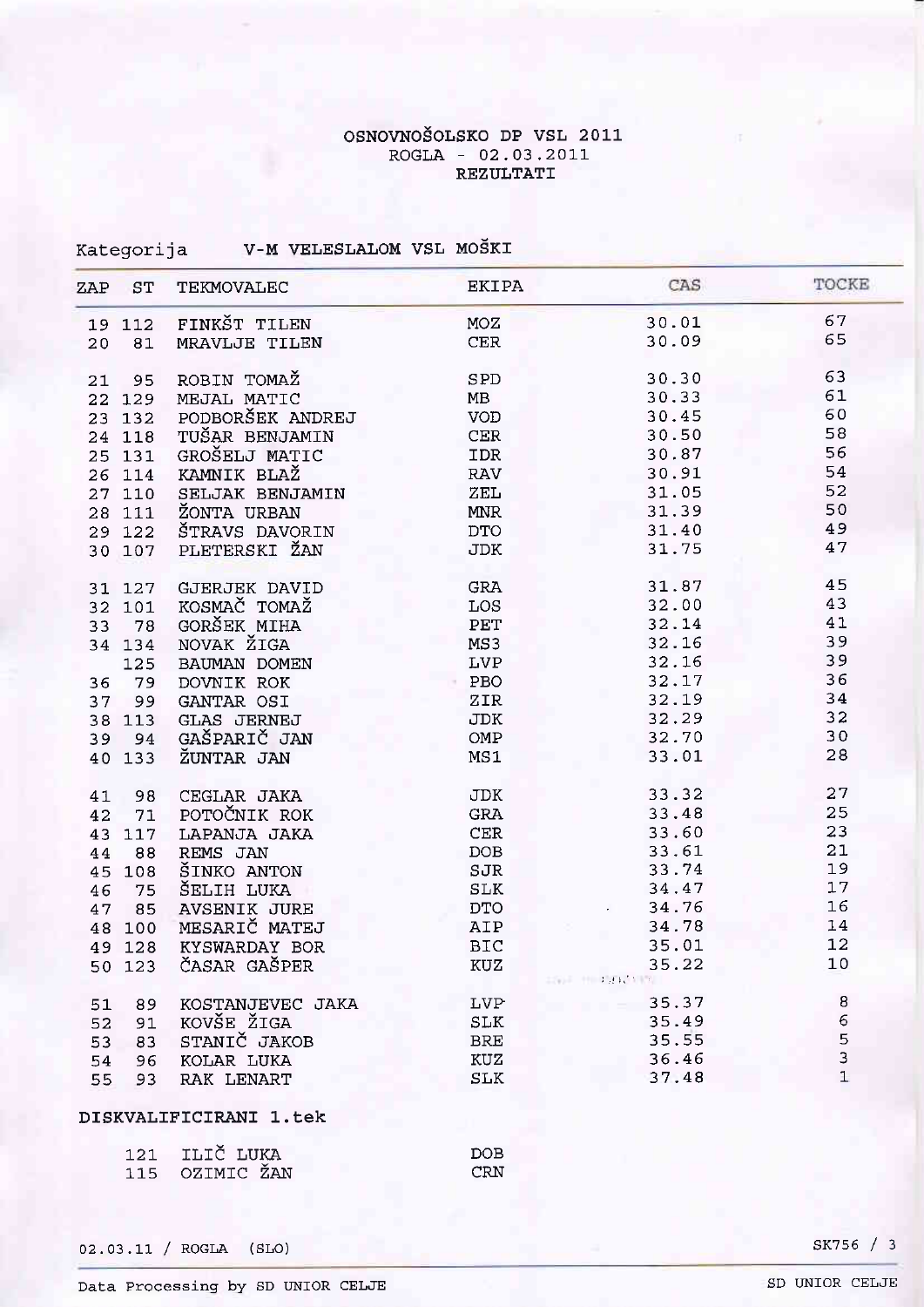# OSNOVNOŠOLSKO DP VSL 2011

ROGLA - 02.03.2011

**REZULTATI**

Kategorija V-M VELESLALOM VSL MOŠKI

| ZAP | ST | TEKMOVALEC | EKIPA | CAS | TOCKE |
|---|---|---|---|---|---|
| 19 | 112 | FINKŠT TILEN | MOZ | 30.01 | 67 |
| 20 | 81 | MRAVLJE TILEN | CER | 30.09 | 65 |
| 21 | 95 | ROBIN TOMAŽ | SPD | 30.30 | 63 |
| 22 | 129 | MEJAL MATIC | MB | 30.33 | 61 |
| 23 | 132 | PODBORŠEK ANDREJ | VOD | 30.45 | 60 |
| 24 | 118 | TUŠAR BENJAMIN | CER | 30.50 | 58 |
| 25 | 131 | GROŠELJ MATIC | IDR | 30.87 | 56 |
| 26 | 114 | KAMNIK BLAŽ | RAV | 30.91 | 54 |
| 27 | 110 | SELJAK BENJAMIN | ZEL | 31.05 | 52 |
| 28 | 111 | ŽONTA URBAN | MNR | 31.39 | 50 |
| 29 | 122 | ŠTRAVS DAVORIN | DTO | 31.40 | 49 |
| 30 | 107 | PLETERSKI ŽAN | JDK | 31.75 | 47 |
| 31 | 127 | GJERJEK DAVID | GRA | 31.87 | 45 |
| 32 | 101 | KOSMAČ TOMAŽ | LOS | 32.00 | 43 |
| 33 | 78 | GORŠEK MIHA | PET | 32.14 | 41 |
| 34 | 134 | NOVAK ŽIGA | MS3 | 32.16 | 39 |
| | 125 | BAUMAN DOMEN | LVP | 32.16 | 39 |
| 36 | 79 | DOVNIK ROK | PBO | 32.17 | 36 |
| 37 | 99 | GANTAR OSI | ZIR | 32.19 | 34 |
| 38 | 113 | GLAS JERNEJ | JDK | 32.29 | 32 |
| 39 | 94 | GAŠPARIČ JAN | OMP | 32.70 | 30 |
| 40 | 133 | ŽUNTAR JAN | MS1 | 33.01 | 28 |
| 41 | 98 | CEGLAR JAKA | JDK | 33.32 | 27 |
| 42 | 71 | POTOČNIK ROK | GRA | 33.48 | 25 |
| 43 | 117 | LAPANJA JAKA | CER | 33.60 | 23 |
| 44 | 88 | REMS JAN | DOB | 33.61 | 21 |
| 45 | 108 | ŠINKO ANTON | SJR | 33.74 | 19 |
| 46 | 75 | ŠELIH LUKA | SLK | 34.47 | 17 |
| 47 | 85 | AVSENIK JURE | DTO | 34.76 | 16 |
| 48 | 100 | MESARIČ MATEJ | AIP | 34.78 | 14 |
| 49 | 128 | KYSWARDAY BOR | BIC | 35.01 | 12 |
| 50 | 123 | ČASAR GAŠPER | KUZ | 35.22 | 10 |
| 51 | 89 | KOSTANJEVEC JAKA | LVP | 35.37 | 8 |
| 52 | 91 | KOVŠE ŽIGA | SLK | 35.49 | 6 |
| 53 | 83 | STANIČ JAKOB | BRE | 35.55 | 5 |
| 54 | 96 | KOLAR LUKA | KUZ | 36.46 | 3 |
| 55 | 93 | RAK LENART | SLK | 37.48 | 1 |

**DISKVALIFICIRANI 1.tek**

| ST | TEKMOVALEC | EKIPA |
|---|---|---|
| 121 | ILIČ LUKA | DOB |
| 115 | OZIMIC ŽAN | CRN |

02.03.11 / ROGLA (SLO)

Data Processing by SD UNIOR CELJE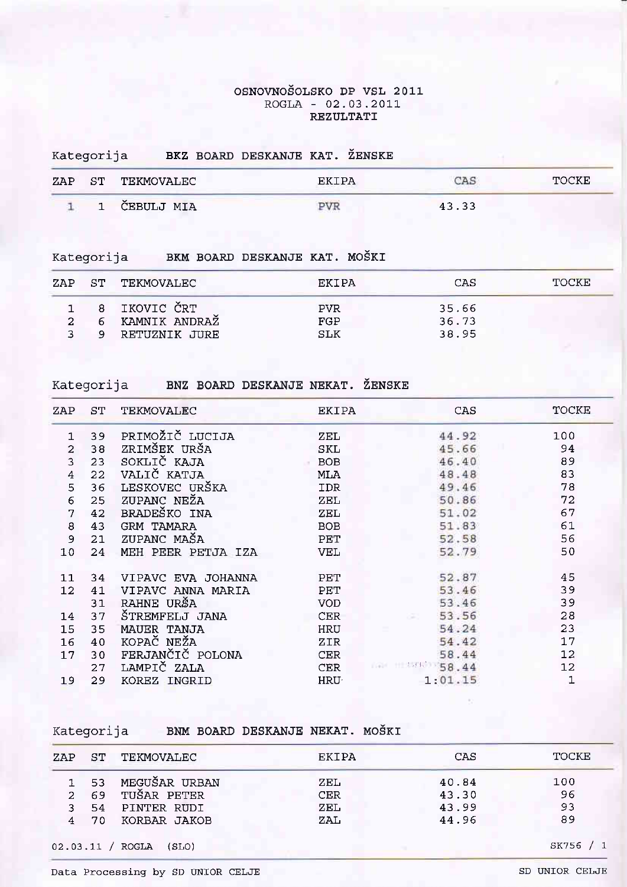# OSNOVNOŠOLSKO DP VSL 2011
ROGLA - 02.03.2011
**REZULTATI**

## Kategorija BKZ BOARD DESKANJE KAT. ŽENSKE

| ZAP | ST | TEKMOVALEC | EKIPA | CAS | TOCKE |
|---|---|---|---|---|---|
| 1 | 1 | ČEBULJ MIA | PVR | 43.33 | |

## Kategorija BKM BOARD DESKANJE KAT. MOŠKI

| ZAP | ST | TEKMOVALEC | EKIPA | CAS | TOCKE |
|---|---|---|---|---|---|
| 1 | 8 | IKOVIC ČRT | PVR | 35.66 | |
| 2 | 6 | KAMNIK ANDRAŽ | FGP | 36.73 | |
| 3 | 9 | RETUZNIK JURE | SLK | 38.95 | |

## Kategorija BNZ BOARD DESKANJE NEKAT. ŽENSKE

| ZAP | ST | TEKMOVALEC | EKIPA | CAS | TOCKE |
|---|---|---|---|---|---|
| 1 | 39 | PRIMOŽIČ LUCIJA | ZEL | 44.92 | 100 |
| 2 | 38 | ZRIMŠEK URŠA | SKL | 45.66 | 94 |
| 3 | 23 | SOKLIČ KAJA | BOB | 46.40 | 89 |
| 4 | 22 | VALIČ KATJA | MLA | 48.48 | 83 |
| 5 | 36 | LESKOVEC URŠKA | IDR | 49.46 | 78 |
| 6 | 25 | ZUPANC NEŽA | ZEL | 50.86 | 72 |
| 7 | 42 | BRADEŠKO INA | ZEL | 51.02 | 67 |
| 8 | 43 | GRM TAMARA | BOB | 51.83 | 61 |
| 9 | 21 | ZUPANC MAŠA | PET | 52.58 | 56 |
| 10 | 24 | MEH PEER PETJA IZA | VEL | 52.79 | 50 |
| 11 | 34 | VIPAVC EVA JOHANNA | PET | 52.87 | 45 |
| 12 | 41 | VIPAVC ANNA MARIA | PET | 53.46 | 39 |
| | 31 | RAHNE URŠA | VOD | 53.46 | 39 |
| 14 | 37 | ŠTREMFELJ JANA | CER | 53.56 | 28 |
| 15 | 35 | MAUER TANJA | HRU | 54.24 | 23 |
| 16 | 40 | KOPAČ NEŽA | ZIR | 54.42 | 17 |
| 17 | 30 | FERJANČIČ POLONA | CER | 58.44 | 12 |
| | 27 | LAMPIČ ZALA | CER | 58.44 | 12 |
| 19 | 29 | KOREZ INGRID | HRU | 1:01.15 | 1 |

## Kategorija BNM BOARD DESKANJE NEKAT. MOŠKI

| ZAP | ST | TEKMOVALEC | EKIPA | CAS | TOCKE |
|---|---|---|---|---|---|
| 1 | 53 | MEGUŠAR URBAN | ZEL | 40.84 | 100 |
| 2 | 69 | TUŠAR PETER | CER | 43.30 | 96 |
| 3 | 54 | PINTER RUDI | ZEL | 43.99 | 93 |
| 4 | 70 | KORBAR JAKOB | ZAL | 44.96 | 89 |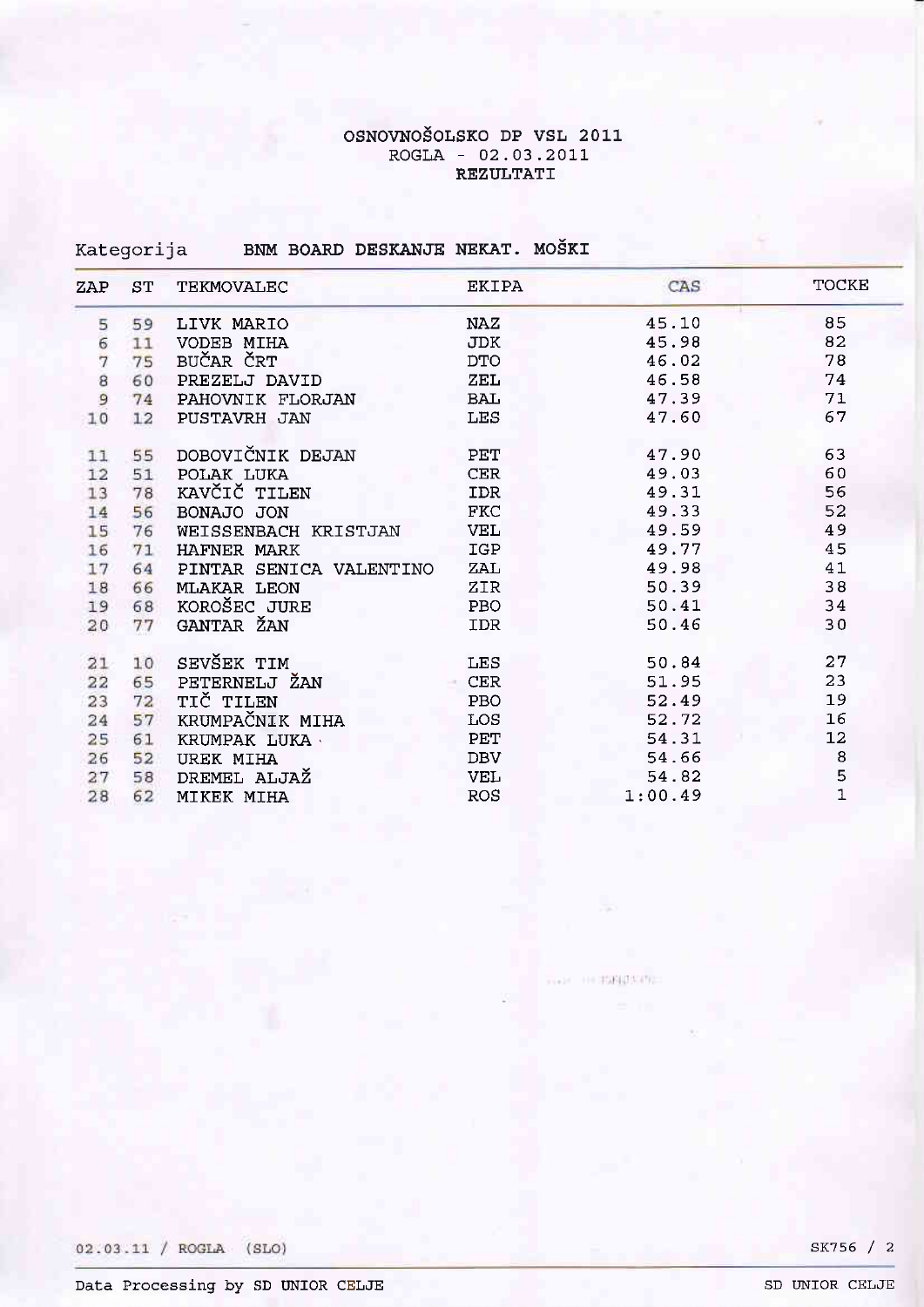# OSNOVNOŠOLSKO DP VSL 2011

ROGLA - 02.03.2011

**REZULTATI**

Kategorija BNM BOARD DESKANJE NEKAT. MOŠKI

| ZAP | ST | TEKMOVALEC | EKIPA | CAS | TOCKE |
|---|---|---|---|---|---|
| 5 | 59 | LIVK MARIO | NAZ | 45.10 | 85 |
| 6 | 11 | VODEB MIHA | JDK | 45.98 | 82 |
| 7 | 75 | BUČAR ČRT | DTO | 46.02 | 78 |
| 8 | 60 | PREZELJ DAVID | ZEL | 46.58 | 74 |
| 9 | 74 | PAHOVNIK FLORJAN | BAL | 47.39 | 71 |
| 10 | 12 | PUSTAVRH JAN | LES | 47.60 | 67 |
| 11 | 55 | DOBOVIČNIK DEJAN | PET | 47.90 | 63 |
| 12 | 51 | POLAK LUKA | CER | 49.03 | 60 |
| 13 | 78 | KAVČIČ TILEN | IDR | 49.31 | 56 |
| 14 | 56 | BONAJO JON | FKC | 49.33 | 52 |
| 15 | 76 | WEISSENBACH KRISTJAN | VEL | 49.59 | 49 |
| 16 | 71 | HAFNER MARK | IGP | 49.77 | 45 |
| 17 | 64 | PINTAR SENICA VALENTINO | ZAL | 49.98 | 41 |
| 18 | 66 | MLAKAR LEON | ZIR | 50.39 | 38 |
| 19 | 68 | KOROŠEC JURE | PBO | 50.41 | 34 |
| 20 | 77 | GANTAR ŽAN | IDR | 50.46 | 30 |
| 21 | 10 | SEVŠEK TIM | LES | 50.84 | 27 |
| 22 | 65 | PETERNELJ ŽAN | CER | 51.95 | 23 |
| 23 | 72 | TIČ TILEN | PBO | 52.49 | 19 |
| 24 | 57 | KRUMPAČNIK MIHA | LOS | 52.72 | 16 |
| 25 | 61 | KRUMPAK LUKA | PET | 54.31 | 12 |
| 26 | 52 | UREK MIHA | DBV | 54.66 | 8 |
| 27 | 58 | DREMEL ALJAŽ | VEL | 54.82 | 5 |
| 28 | 62 | MIKEK MIHA | ROS | 1:00.49 | 1 |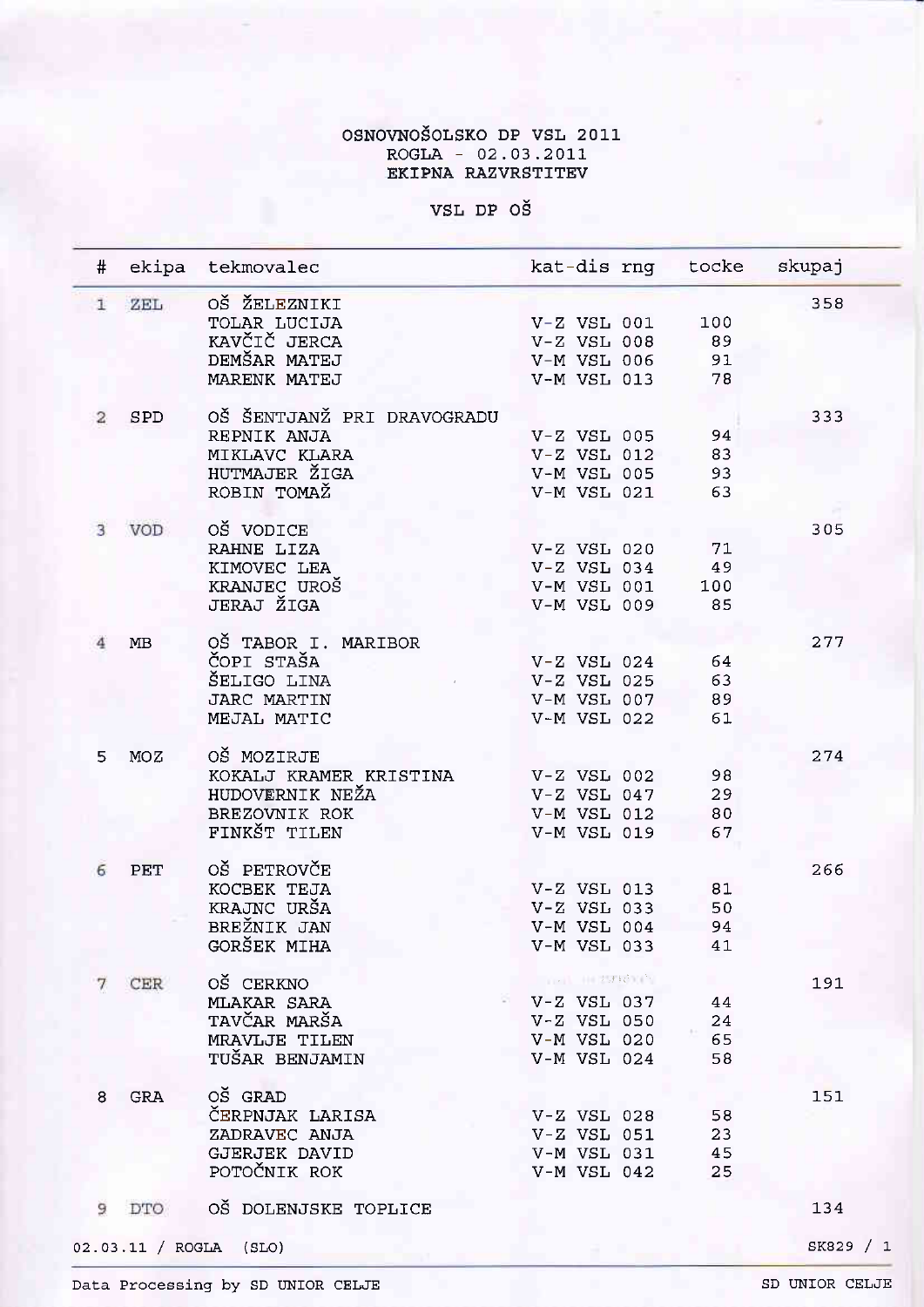# OSNOVNOŠOLSKO DP VSL 2011

ROGLA - 02.03.2011

EKIPNA RAZVRSTITEV

## VSL DP OŠ

| # | ekipa | tekmovalec | kat-dis | rng | tocke | skupaj |
|---|---|---|---|---|---|---|
| 1 | ZEL | OŠ ŽELEZNIKI | | | | 358 |
| | | TOLAR LUCIJA | V-Z VSL | 001 | 100 | |
| | | KAVČIČ JERCA | V-Z VSL | 008 | 89 | |
| | | DEMŠAR MATEJ | V-M VSL | 006 | 91 | |
| | | MARENK MATEJ | V-M VSL | 013 | 78 | |
| 2 | SPD | OŠ ŠENTJANŽ PRI DRAVOGRADU | | | | 333 |
| | | REPNIK ANJA | V-Z VSL | 005 | 94 | |
| | | MIKLAVC KLARA | V-Z VSL | 012 | 83 | |
| | | HUTMAJER ŽIGA | V-M VSL | 005 | 93 | |
| | | ROBIN TOMAŽ | V-M VSL | 021 | 63 | |
| 3 | VOD | OŠ VODICE | | | | 305 |
| | | RAHNE LIZA | V-Z VSL | 020 | 71 | |
| | | KIMOVEC LEA | V-Z VSL | 034 | 49 | |
| | | KRANJEC UROŠ | V-M VSL | 001 | 100 | |
| | | JERAJ ŽIGA | V-M VSL | 009 | 85 | |
| 4 | MB | OŠ TABOR I. MARIBOR | | | | 277 |
| | | ČOPI STAŠA | V-Z VSL | 024 | 64 | |
| | | ŠELIGO LINA | V-Z VSL | 025 | 63 | |
| | | JARC MARTIN | V-M VSL | 007 | 89 | |
| | | MEJAL MATIC | V-M VSL | 022 | 61 | |
| 5 | MOZ | OŠ MOZIRJE | | | | 274 |
| | | KOKALJ KRAMER KRISTINA | V-Z VSL | 002 | 98 | |
| | | HUDOVERNIK NEŽA | V-Z VSL | 047 | 29 | |
| | | BREZOVNIK ROK | V-M VSL | 012 | 80 | |
| | | FINKŠT TILEN | V-M VSL | 019 | 67 | |
| 6 | PET | OŠ PETROVČE | | | | 266 |
| | | KOCBEK TEJA | V-Z VSL | 013 | 81 | |
| | | KRAJNC URŠA | V-Z VSL | 033 | 50 | |
| | | BREŽNIK JAN | V-M VSL | 004 | 94 | |
| | | GORŠEK MIHA | V-M VSL | 033 | 41 | |
| 7 | CER | OŠ CERKNO | | | | 191 |
| | | MLAKAR SARA | V-Z VSL | 037 | 44 | |
| | | TAVČAR MARŠA | V-Z VSL | 050 | 24 | |
| | | MRAVLJE TILEN | V-M VSL | 020 | 65 | |
| | | TUŠAR BENJAMIN | V-M VSL | 024 | 58 | |
| 8 | GRA | OŠ GRAD | | | | 151 |
| | | ČERPNJAK LARISA | V-Z VSL | 028 | 58 | |
| | | ZADRAVEC ANJA | V-Z VSL | 051 | 23 | |
| | | GJERJEK DAVID | V-M VSL | 031 | 45 | |
| | | POTOČNIK ROK | V-M VSL | 042 | 25 | |
| 9 | DTO | OŠ DOLENJSKE TOPLICE | | | | 134 |

02.03.11 / ROGLA (SLO) SK829 / 1

Data Processing by SD UNIOR CELJE SD UNIOR CELJE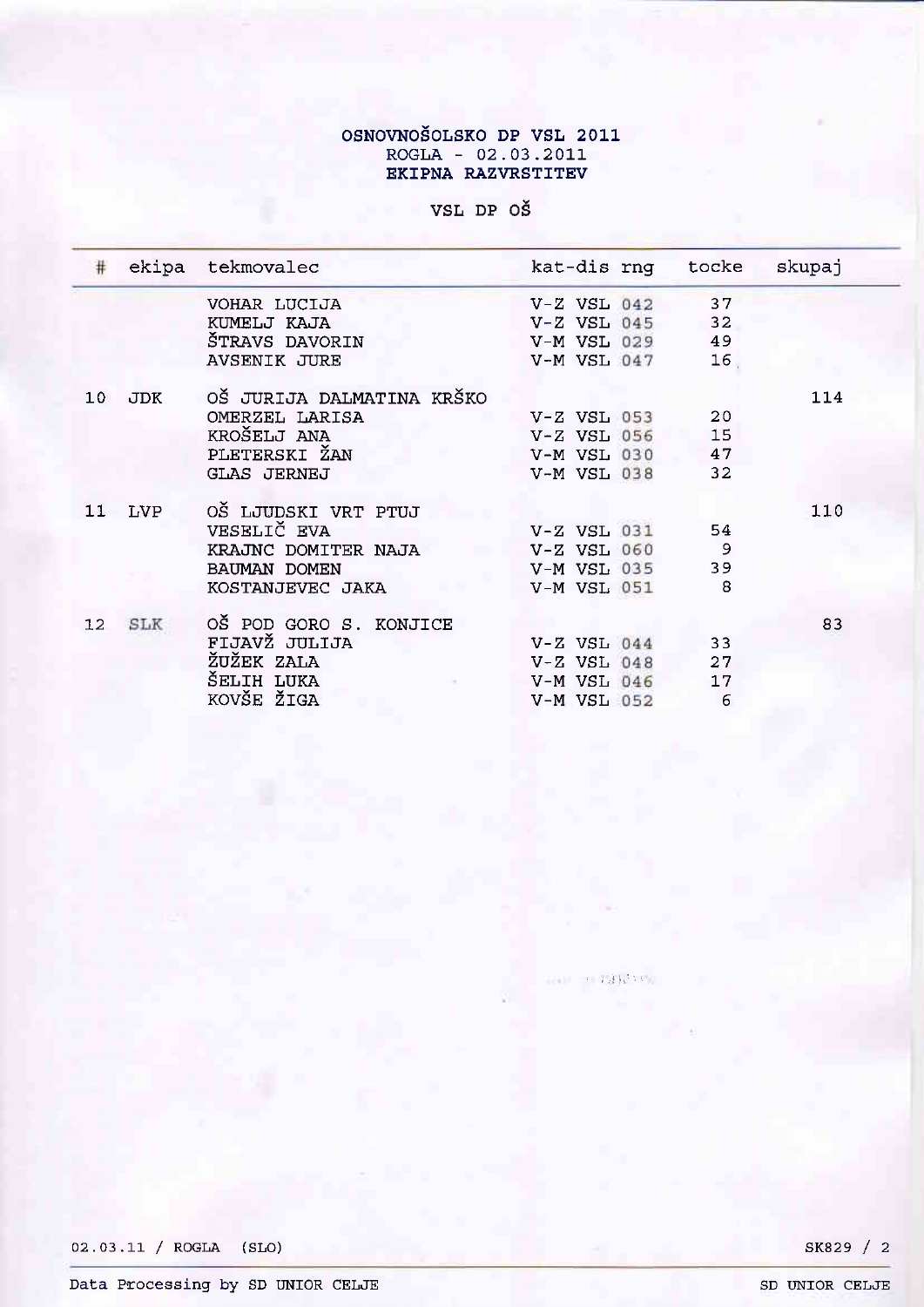# OSNOVNOŠOLSKO DP VSL 2011

ROGLA - 02.03.2011

**EKIPNA RAZVRSTITEV**

VSL DP OŠ

| # | ekipa | tekmovalec | kat-dis rng | tocke | skupaj |
|---|---|---|---|---|---|
| | | VOHAR LUCIJA | V-Z VSL 042 | 37 | |
| | | KUMELJ KAJA | V-Z VSL 045 | 32 | |
| | | ŠTRAVS DAVORIN | V-M VSL 029 | 49 | |
| | | AVSENIK JURE | V-M VSL 047 | 16 | |
| 10 | JDK | OŠ JURIJA DALMATINA KRŠKO | | | 114 |
| | | OMERZEL LARISA | V-Z VSL 053 | 20 | |
| | | KROŠELJ ANA | V-Z VSL 056 | 15 | |
| | | PLETERSKI ŽAN | V-M VSL 030 | 47 | |
| | | GLAS JERNEJ | V-M VSL 038 | 32 | |
| 11 | LVP | OŠ LJUDSKI VRT PTUJ | | | 110 |
| | | VESELIČ EVA | V-Z VSL 031 | 54 | |
| | | KRAJNC DOMITER NAJA | V-Z VSL 060 | 9 | |
| | | BAUMAN DOMEN | V-M VSL 035 | 39 | |
| | | KOSTANJEVEC JAKA | V-M VSL 051 | 8 | |
| 12 | SLK | OŠ POD GORO S. KONJICE | | | 83 |
| | | FIJAVŽ JULIJA | V-Z VSL 044 | 33 | |
| | | ŽUŽEK ZALA | V-Z VSL 048 | 27 | |
| | | ŠELIH LUKA | V-M VSL 046 | 17 | |
| | | KOVŠE ŽIGA | V-M VSL 052 | 6 | |

02.03.11 / ROGLA (SLO) SK829 / 2

Data Processing by SD UNIOR CELJE SD UNIOR CELJE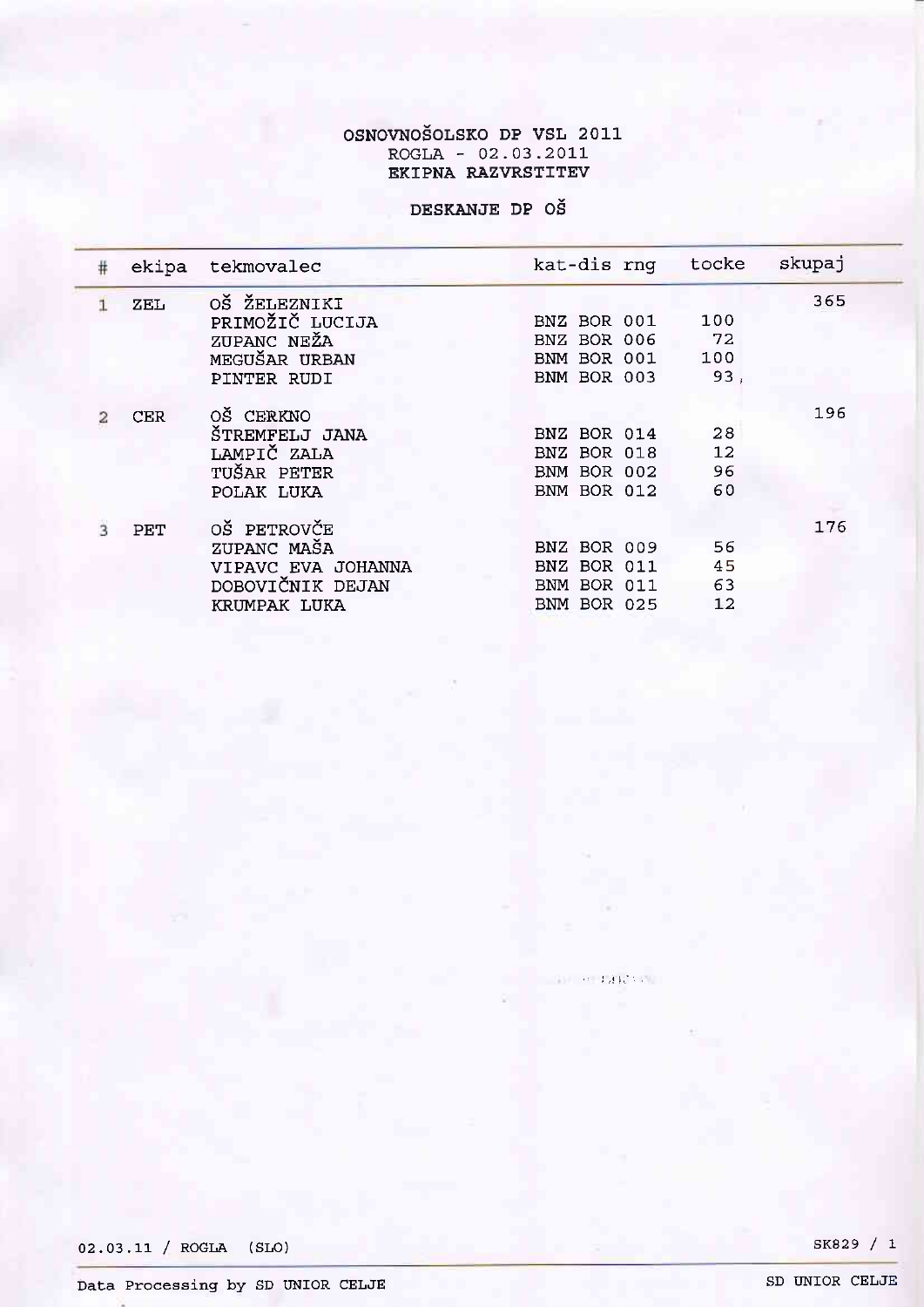# OSNOVNOŠOLSKO DP VSL 2011

ROGLA - 02.03.2011

**EKIPNA RAZVRSTITEV**

## DESKANJE DP OŠ

| # | ekipa | tekmovalec | kat-dis rng | tocke | skupaj |
|---|---|---|---|---|---|
| 1 | ZEL | OŠ ŽELEZNIKI | | | 365 |
| | | PRIMOŽIČ LUCIJA | BNZ BOR 001 | 100 | |
| | | ZUPANC NEŽA | BNZ BOR 006 | 72 | |
| | | MEGUŠAR URBAN | BNM BOR 001 | 100 | |
| | | PINTER RUDI | BNM BOR 003 | 93 | |
| 2 | CER | OŠ CERKNO | | | 196 |
| | | ŠTREMFELJ JANA | BNZ BOR 014 | 28 | |
| | | LAMPIČ ZALA | BNZ BOR 018 | 12 | |
| | | TUŠAR PETER | BNM BOR 002 | 96 | |
| | | POLAK LUKA | BNM BOR 012 | 60 | |
| 3 | PET | OŠ PETROVČE | | | 176 |
| | | ZUPANC MAŠA | BNZ BOR 009 | 56 | |
| | | VIPAVC EVA JOHANNA | BNZ BOR 011 | 45 | |
| | | DOBOVIČNIK DEJAN | BNM BOR 011 | 63 | |
| | | KRUMPAK LUKA | BNM BOR 025 | 12 | |

02.03.11 / ROGLA (SLO) SK829 / 1

Data Processing by SD UNIOR CELJE SD UNIOR CELJE